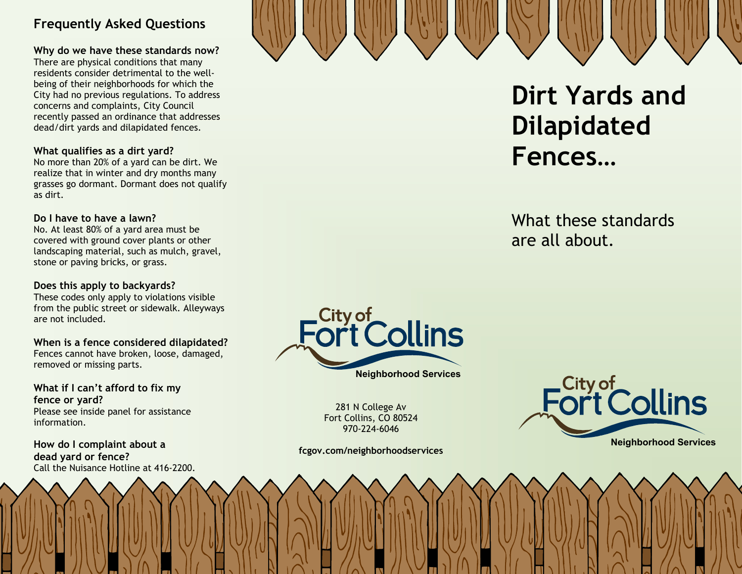## Frequently Asked Questions

**Why do we have these standards now?**
There are physical conditions that many residents consider detrimental to the well-being of their neighborhoods for which the City had no previous regulations. To address concerns and complaints, City Council recently passed an ordinance that addresses dead/dirt yards and dilapidated fences.

**What qualifies as a dirt yard?**
No more than 20% of a yard can be dirt. We realize that in winter and dry months many grasses go dormant. Dormant does not qualify as dirt.

**Do I have to have a lawn?**
No. At least 80% of a yard area must be covered with ground cover plants or other landscaping material, such as mulch, gravel, stone or paving bricks, or grass.

**Does this apply to backyards?**
These codes only apply to violations visible from the public street or sidewalk. Alleyways are not included.

**When is a fence considered dilapidated?**
Fences cannot have broken, loose, damaged, removed or missing parts.

**What if I can't afford to fix my fence or yard?**
Please see inside panel for assistance information.

**How do I complaint about a dead yard or fence?**
Call the Nuisance Hotline at 416-2200.

City of Fort Collins
Neighborhood Services

281 N College Av
Fort Collins, CO 80524
970-224-6046

**fcgov.com/neighborhoodservices**

# Dirt Yards and Dilapidated Fences…

What these standards are all about.

City of Fort Collins
Neighborhood Services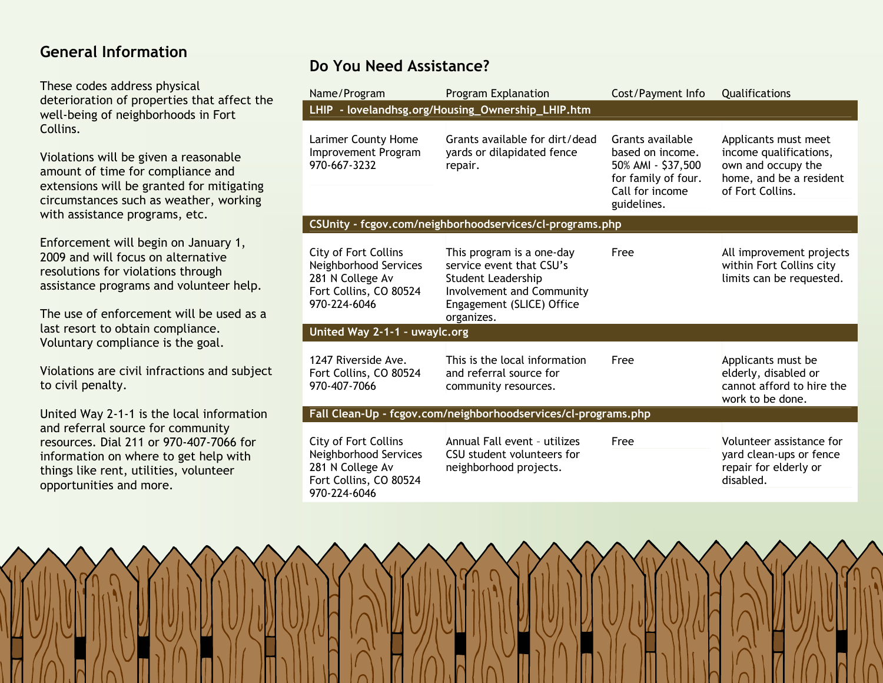## General Information

These codes address physical deterioration of properties that affect the well-being of neighborhoods in Fort Collins.

Violations will be given a reasonable amount of time for compliance and extensions will be granted for mitigating circumstances such as weather, working with assistance programs, etc.

Enforcement will begin on January 1, 2009 and will focus on alternative resolutions for violations through assistance programs and volunteer help.

The use of enforcement will be used as a last resort to obtain compliance. Voluntary compliance is the goal.

Violations are civil infractions and subject to civil penalty.

United Way 2-1-1 is the local information and referral source for community resources. Dial 211 or 970-407-7066 for information on where to get help with things like rent, utilities, volunteer opportunities and more.

## Do You Need Assistance?

| Name/Program | Program Explanation | Cost/Payment Info | Qualifications |
|---|---|---|---|
| **LHIP - lovelandhsg.org/Housing_Ownership_LHIP.htm** | | | |
| Larimer County Home Improvement Program 970-667-3232 | Grants available for dirt/dead yards or dilapidated fence repair. | Grants available based on income. 50% AMI - $37,500 for family of four. Call for income guidelines. | Applicants must meet income qualifications, own and occupy the home, and be a resident of Fort Collins. |
| **CSUnity - fcgov.com/neighborhoodservices/cl-programs.php** | | | |
| City of Fort Collins Neighborhood Services 281 N College Av Fort Collins, CO 80524 970-224-6046 | This program is a one-day service event that CSU's Student Leadership Involvement and Community Engagement (SLICE) Office organizes. | Free | All improvement projects within Fort Collins city limits can be requested. |
| **United Way 2-1-1 - uwaylc.org** | | | |
| 1247 Riverside Ave. Fort Collins, CO 80524 970-407-7066 | This is the local information and referral source for community resources. | Free | Applicants must be elderly, disabled or cannot afford to hire the work to be done. |
| **Fall Clean-Up - fcgov.com/neighborhoodservices/cl-programs.php** | | | |
| City of Fort Collins Neighborhood Services 281 N College Av Fort Collins, CO 80524 970-224-6046 | Annual Fall event – utilizes CSU student volunteers for neighborhood projects. | Free | Volunteer assistance for yard clean-ups or fence repair for elderly or disabled. |